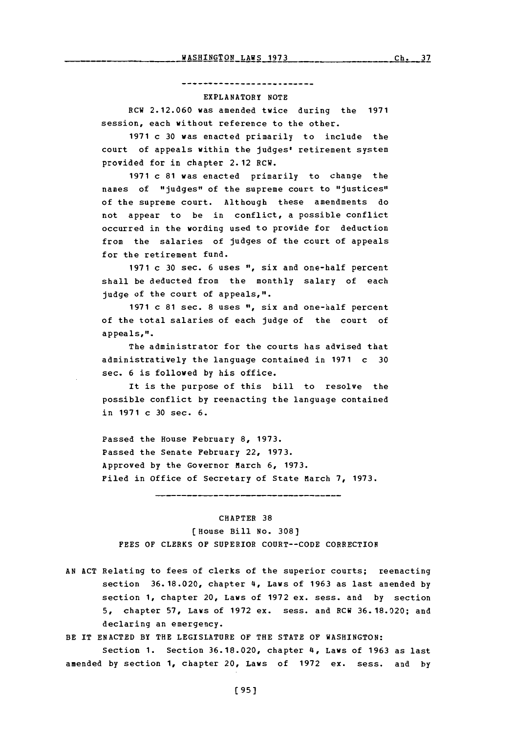## EXPLANATORY NOTE

RCW 2.12.060 was amended twice during the 1971 session, each without reference to the other.

1971 c 30 was enacted primarily to include the court of appeals within the judges' retirement system provided for in chapter 2.12 RCW.

1971 c 81 was enacted primarily to change the names of "judges" of the supreme court to "justices" of the supreme court. Although these amendments do not appear to be in conflict, a possible conflict occurred in the wording used to provide for deduction from the salaries of judges of the court of appeals for the retirement fund.

1971 c 30 sec. 6 uses ", six and one-half percent shall be deducted from the monthly salary of each judge of the court of appeals,".

1971 c 81 sec. 8 uses ", six and one-half percent of the total salaries of each judge of the court of appeals,".

The administrator for the courts has advised that administratively the language contained in 1971 c 30 sec. 6 is followed by his office.

It is the purpose of this bill to resolve the possible conflict by reenacting the language contained in 1971 c 30 sec. 6.

Passed the House February 8, 1973.
Passed the Senate February 22, 1973.
Approved by the Governor March 6, 1973.
Filed in Office of Secretary of State March 7, 1973.

---

# CHAPTER 38

[House Bill No. 308]

FEES OF CLERKS OF SUPERIOR COURT--CODE CORRECTION

AN ACT Relating to fees of clerks of the superior courts; reenacting section 36.18.020, chapter 4, Laws of 1963 as last amended by section 1, chapter 20, Laws of 1972 ex. sess. and by section 5, chapter 57, Laws of 1972 ex. sess. and RCW 36.18.020; and declaring an emergency.

BE IT ENACTED BY THE LEGISLATURE OF THE STATE OF WASHINGTON:

Section 1. Section 36.18.020, chapter 4, Laws of 1963 as last amended by section 1, chapter 20, Laws of 1972 ex. sess. and by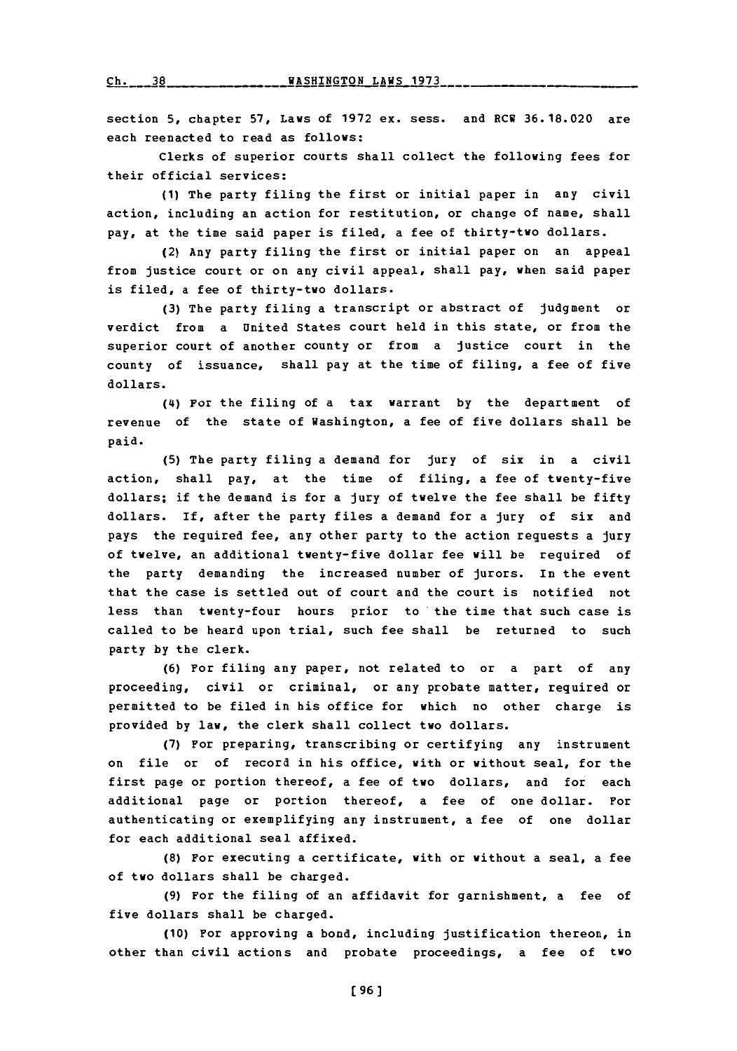section 5, chapter 57, Laws of 1972 ex. sess. and RCW 36.18.020 are each reenacted to read as follows:

Clerks of superior courts shall collect the following fees for their official services:

(1) The party filing the first or initial paper in any civil action, including an action for restitution, or change of name, shall pay, at the time said paper is filed, a fee of thirty-two dollars.

(2) Any party filing the first or initial paper on an appeal from justice court or on any civil appeal, shall pay, when said paper is filed, a fee of thirty-two dollars.

(3) The party filing a transcript or abstract of judgment or verdict from a United States court held in this state, or from the superior court of another county or from a justice court in the county of issuance, shall pay at the time of filing, a fee of five dollars.

(4) For the filing of a tax warrant by the department of revenue of the state of Washington, a fee of five dollars shall be paid.

(5) The party filing a demand for jury of six in a civil action, shall pay, at the time of filing, a fee of twenty-five dollars; if the demand is for a jury of twelve the fee shall be fifty dollars. If, after the party files a demand for a jury of six and pays the required fee, any other party to the action requests a jury of twelve, an additional twenty-five dollar fee will be required of the party demanding the increased number of jurors. In the event that the case is settled out of court and the court is notified not less than twenty-four hours prior to the time that such case is called to be heard upon trial, such fee shall be returned to such party by the clerk.

(6) For filing any paper, not related to or a part of any proceeding, civil or criminal, or any probate matter, required or permitted to be filed in his office for which no other charge is provided by law, the clerk shall collect two dollars.

(7) For preparing, transcribing or certifying any instrument on file or of record in his office, with or without seal, for the first page or portion thereof, a fee of two dollars, and for each additional page or portion thereof, a fee of one dollar. For authenticating or exemplifying any instrument, a fee of one dollar for each additional seal affixed.

(8) For executing a certificate, with or without a seal, a fee of two dollars shall be charged.

(9) For the filing of an affidavit for garnishment, a fee of five dollars shall be charged.

(10) For approving a bond, including justification thereon, in other than civil actions and probate proceedings, a fee of two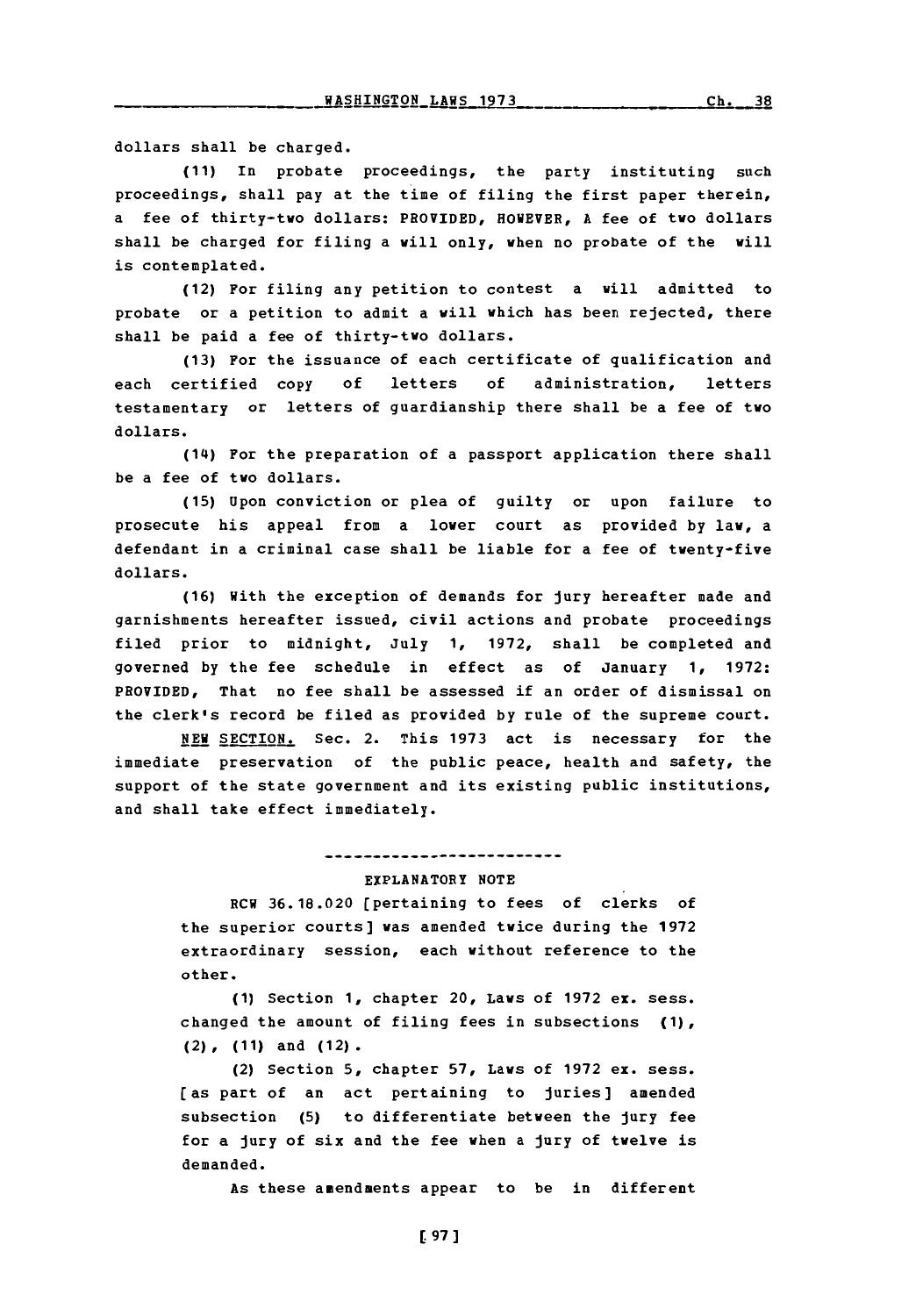dollars shall be charged.

(11) In probate proceedings, the party instituting such proceedings, shall pay at the time of filing the first paper therein, a fee of thirty-two dollars: PROVIDED, HOWEVER, A fee of two dollars shall be charged for filing a will only, when no probate of the will is contemplated.

(12) For filing any petition to contest a will admitted to probate or a petition to admit a will which has been rejected, there shall be paid a fee of thirty-two dollars.

(13) For the issuance of each certificate of qualification and each certified copy of letters of administration, letters testamentary or letters of guardianship there shall be a fee of two dollars.

(14) For the preparation of a passport application there shall be a fee of two dollars.

(15) Upon conviction or plea of guilty or upon failure to prosecute his appeal from a lower court as provided by law, a defendant in a criminal case shall be liable for a fee of twenty-five dollars.

(16) With the exception of demands for jury hereafter made and garnishments hereafter issued, civil actions and probate proceedings filed prior to midnight, July 1, 1972, shall be completed and governed by the fee schedule in effect as of January 1, 1972: PROVIDED, That no fee shall be assessed if an order of dismissal on the clerk's record be filed as provided by rule of the supreme court.

NEW SECTION. Sec. 2. This 1973 act is necessary for the immediate preservation of the public peace, health and safety, the support of the state government and its existing public institutions, and shall take effect immediately.

---

EXPLANATORY NOTE

RCW 36.18.020 [pertaining to fees of clerks of the superior courts] was amended twice during the 1972 extraordinary session, each without reference to the other.

(1) Section 1, chapter 20, Laws of 1972 ex. sess. changed the amount of filing fees in subsections (1), (2), (11) and (12).

(2) Section 5, chapter 57, Laws of 1972 ex. sess. [as part of an act pertaining to juries] amended subsection (5) to differentiate between the jury fee for a jury of six and the fee when a jury of twelve is demanded.

As these amendments appear to be in different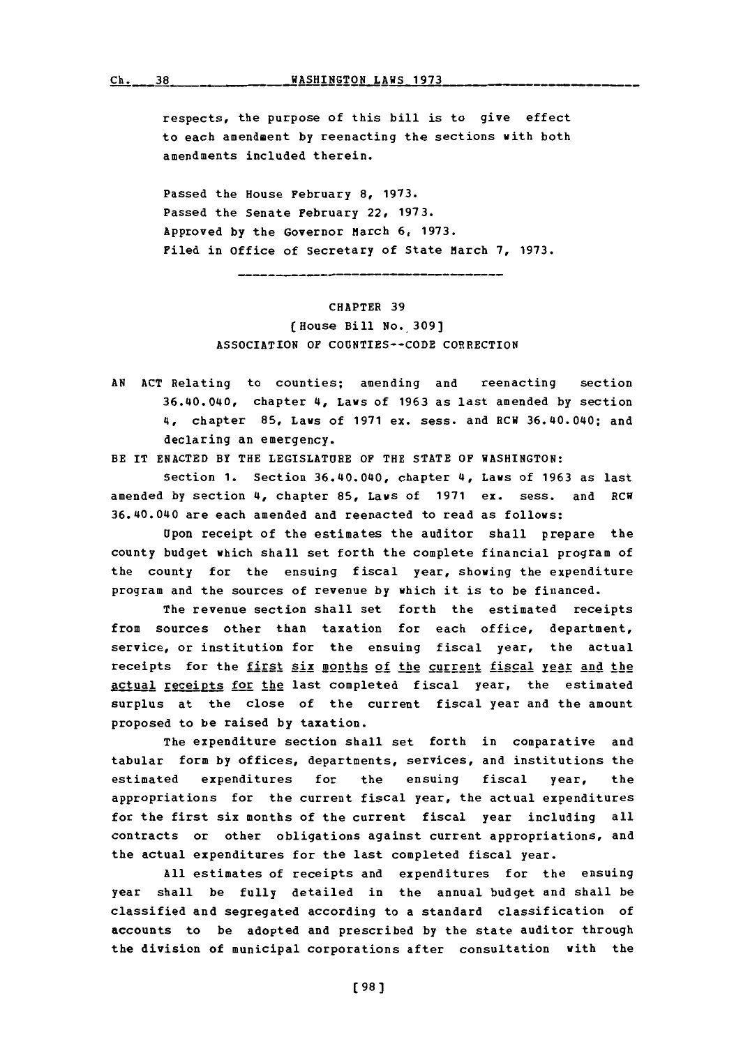respects, the purpose of this bill is to give effect to each amendment by reenacting the sections with both amendments included therein.

Passed the House February 8, 1973.
Passed the Senate February 22, 1973.
Approved by the Governor March 6, 1973.
Filed in Office of Secretary of State March 7, 1973.

---

## CHAPTER 39

### [House Bill No. 309]

### ASSOCIATION OF COUNTIES--CODE CORRECTION

AN ACT Relating to counties; amending and reenacting section 36.40.040, chapter 4, Laws of 1963 as last amended by section 4, chapter 85, Laws of 1971 ex. sess. and RCW 36.40.040; and declaring an emergency.

BE IT ENACTED BY THE LEGISLATURE OF THE STATE OF WASHINGTON:

Section 1. Section 36.40.040, chapter 4, Laws of 1963 as last amended by section 4, chapter 85, Laws of 1971 ex. sess. and RCW 36.40.040 are each amended and reenacted to read as follows:

Upon receipt of the estimates the auditor shall prepare the county budget which shall set forth the complete financial program of the county for the ensuing fiscal year, showing the expenditure program and the sources of revenue by which it is to be financed.

The revenue section shall set forth the estimated receipts from sources other than taxation for each office, department, service, or institution for the ensuing fiscal year, the actual receipts for the first six months of the current fiscal year and the actual receipts for the last completed fiscal year, the estimated surplus at the close of the current fiscal year and the amount proposed to be raised by taxation.

The expenditure section shall set forth in comparative and tabular form by offices, departments, services, and institutions the estimated expenditures for the ensuing fiscal year, the appropriations for the current fiscal year, the actual expenditures for the first six months of the current fiscal year including all contracts or other obligations against current appropriations, and the actual expenditures for the last completed fiscal year.

All estimates of receipts and expenditures for the ensuing year shall be fully detailed in the annual budget and shall be classified and segregated according to a standard classification of accounts to be adopted and prescribed by the state auditor through the division of municipal corporations after consultation with the